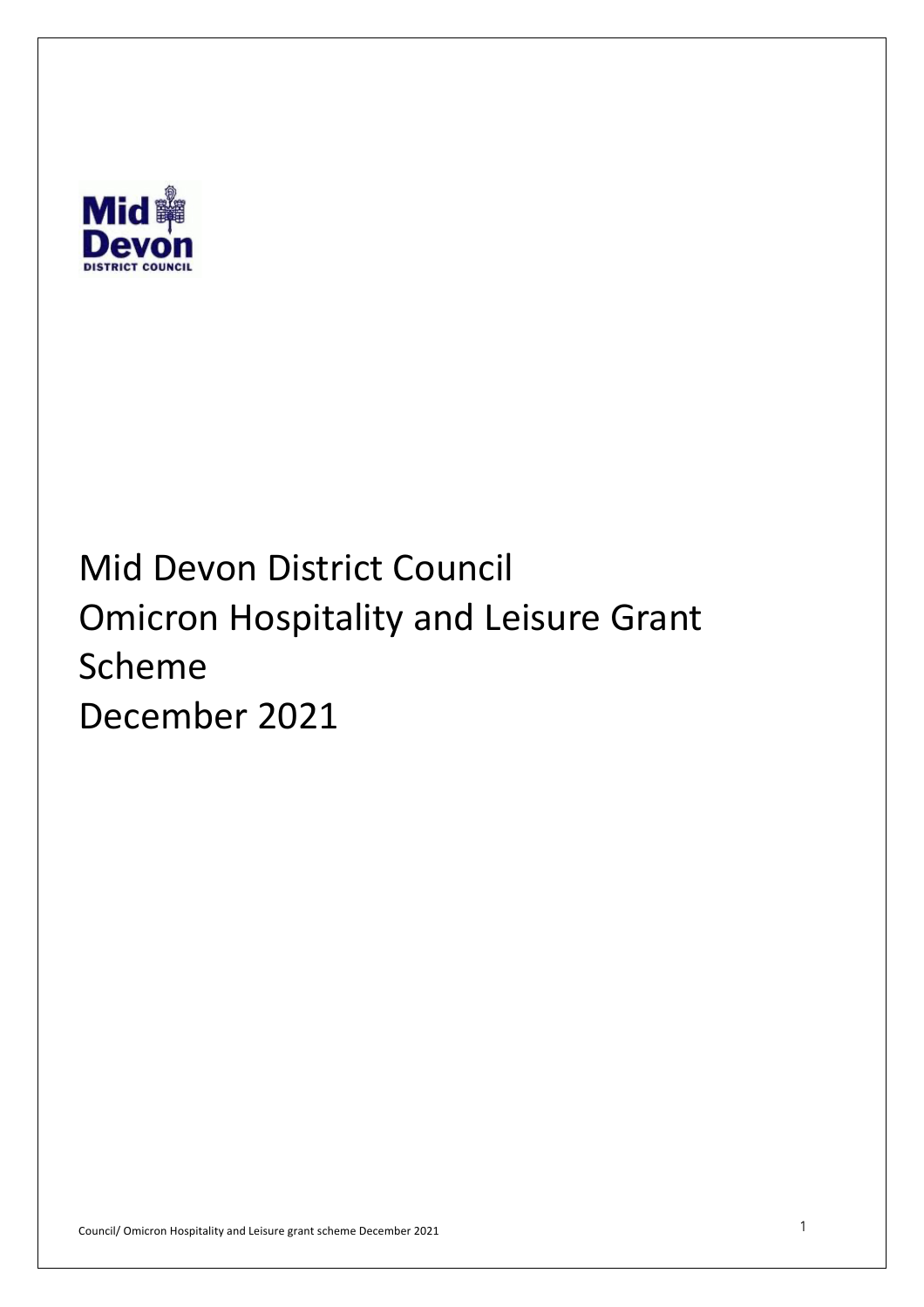# Mid Devon District Council
# Omicron Hospitality and Leisure Grant Scheme
# December 2021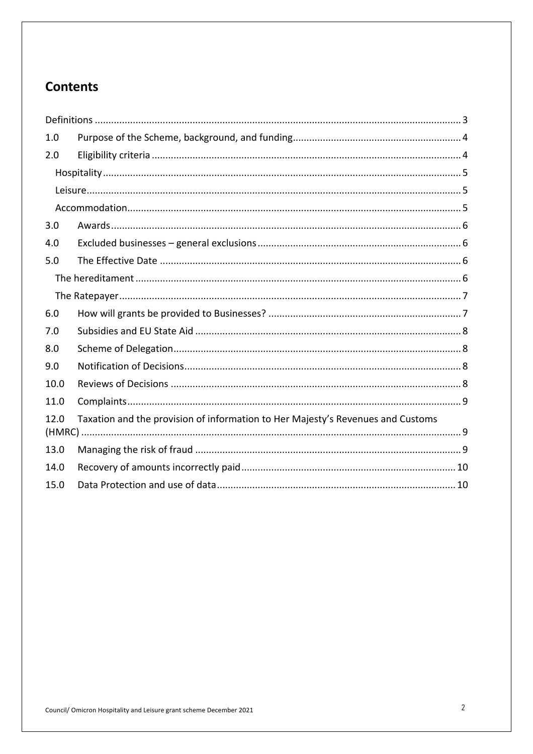## Contents

- Definitions ..... 3
- 1.0 Purpose of the Scheme, background, and funding ..... 4
- 2.0 Eligibility criteria ..... 4
  - Hospitality ..... 5
  - Leisure ..... 5
  - Accommodation ..... 5
- 3.0 Awards ..... 6
- 4.0 Excluded businesses – general exclusions ..... 6
- 5.0 The Effective Date ..... 6
  - The hereditament ..... 6
  - The Ratepayer ..... 7
- 6.0 How will grants be provided to Businesses? ..... 7
- 7.0 Subsidies and EU State Aid ..... 8
- 8.0 Scheme of Delegation ..... 8
- 9.0 Notification of Decisions ..... 8
- 10.0 Reviews of Decisions ..... 8
- 11.0 Complaints ..... 9
- 12.0 Taxation and the provision of information to Her Majesty's Revenues and Customs (HMRC) ..... 9
- 13.0 Managing the risk of fraud ..... 9
- 14.0 Recovery of amounts incorrectly paid ..... 10
- 15.0 Data Protection and use of data ..... 10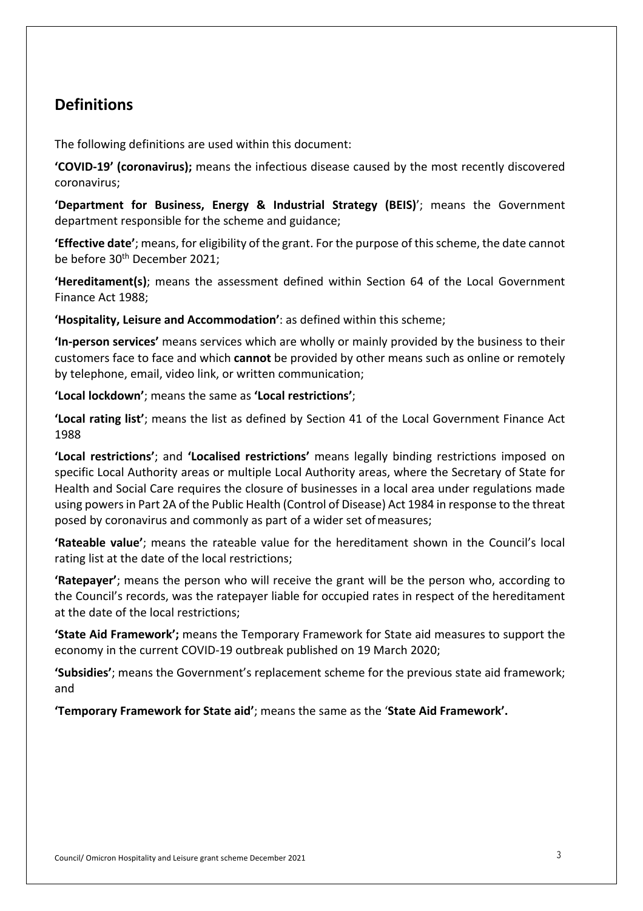## Definitions

The following definitions are used within this document:

**'COVID-19' (coronavirus);** means the infectious disease caused by the most recently discovered coronavirus;

**'Department for Business, Energy & Industrial Strategy (BEIS)**'; means the Government department responsible for the scheme and guidance;

**'Effective date'**; means, for eligibility of the grant. For the purpose of this scheme, the date cannot be before 30th December 2021;

**'Hereditament(s)**; means the assessment defined within Section 64 of the Local Government Finance Act 1988;

**'Hospitality, Leisure and Accommodation'**: as defined within this scheme;

**'In-person services'** means services which are wholly or mainly provided by the business to their customers face to face and which **cannot** be provided by other means such as online or remotely by telephone, email, video link, or written communication;

**'Local lockdown'**; means the same as **'Local restrictions'**;

**'Local rating list'**; means the list as defined by Section 41 of the Local Government Finance Act 1988

**'Local restrictions'**; and **'Localised restrictions'** means legally binding restrictions imposed on specific Local Authority areas or multiple Local Authority areas, where the Secretary of State for Health and Social Care requires the closure of businesses in a local area under regulations made using powers in Part 2A of the Public Health (Control of Disease) Act 1984 in response to the threat posed by coronavirus and commonly as part of a wider set of measures;

**'Rateable value'**; means the rateable value for the hereditament shown in the Council's local rating list at the date of the local restrictions;

**'Ratepayer'**; means the person who will receive the grant will be the person who, according to the Council's records, was the ratepayer liable for occupied rates in respect of the hereditament at the date of the local restrictions;

**'State Aid Framework';** means the Temporary Framework for State aid measures to support the economy in the current COVID-19 outbreak published on 19 March 2020;

**'Subsidies'**; means the Government's replacement scheme for the previous state aid framework; and

**'Temporary Framework for State aid'**; means the same as the '**State Aid Framework'.**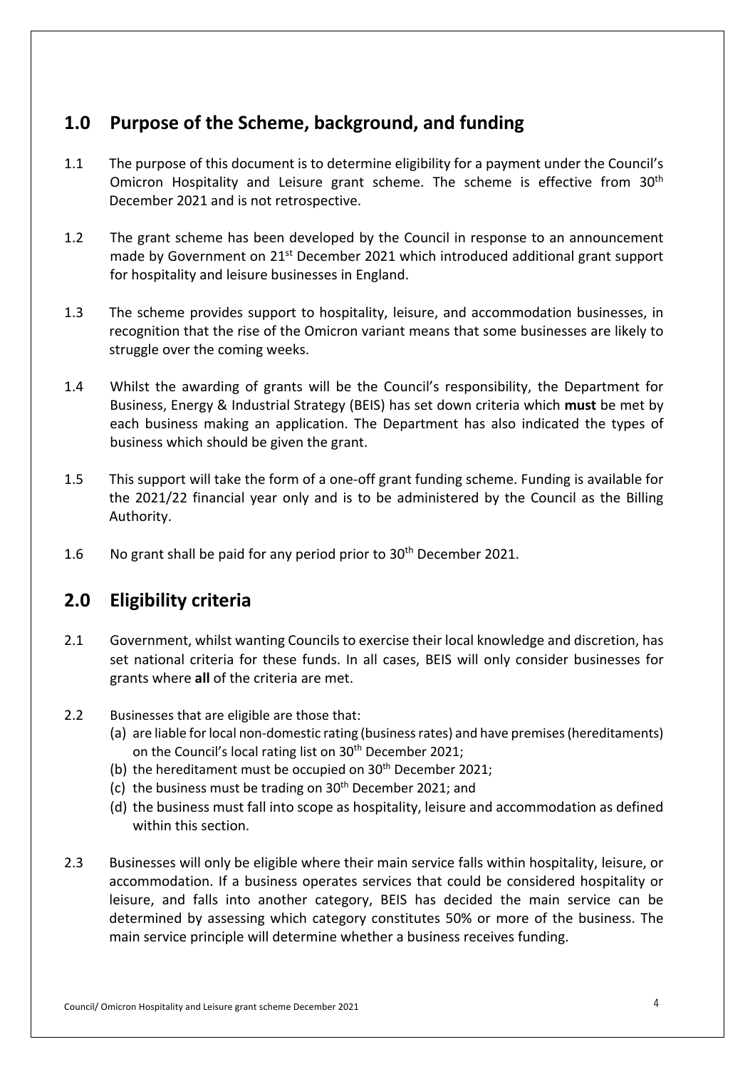## 1.0 Purpose of the Scheme, background, and funding

1.1 The purpose of this document is to determine eligibility for a payment under the Council's Omicron Hospitality and Leisure grant scheme. The scheme is effective from 30th December 2021 and is not retrospective.

1.2 The grant scheme has been developed by the Council in response to an announcement made by Government on 21st December 2021 which introduced additional grant support for hospitality and leisure businesses in England.

1.3 The scheme provides support to hospitality, leisure, and accommodation businesses, in recognition that the rise of the Omicron variant means that some businesses are likely to struggle over the coming weeks.

1.4 Whilst the awarding of grants will be the Council's responsibility, the Department for Business, Energy & Industrial Strategy (BEIS) has set down criteria which **must** be met by each business making an application. The Department has also indicated the types of business which should be given the grant.

1.5 This support will take the form of a one-off grant funding scheme. Funding is available for the 2021/22 financial year only and is to be administered by the Council as the Billing Authority.

1.6 No grant shall be paid for any period prior to 30th December 2021.

## 2.0 Eligibility criteria

2.1 Government, whilst wanting Councils to exercise their local knowledge and discretion, has set national criteria for these funds. In all cases, BEIS will only consider businesses for grants where **all** of the criteria are met.

2.2 Businesses that are eligible are those that:

(a) are liable for local non-domestic rating (business rates) and have premises (hereditaments) on the Council's local rating list on 30th December 2021;

(b) the hereditament must be occupied on 30th December 2021;

(c) the business must be trading on 30th December 2021; and

(d) the business must fall into scope as hospitality, leisure and accommodation as defined within this section.

2.3 Businesses will only be eligible where their main service falls within hospitality, leisure, or accommodation. If a business operates services that could be considered hospitality or leisure, and falls into another category, BEIS has decided the main service can be determined by assessing which category constitutes 50% or more of the business. The main service principle will determine whether a business receives funding.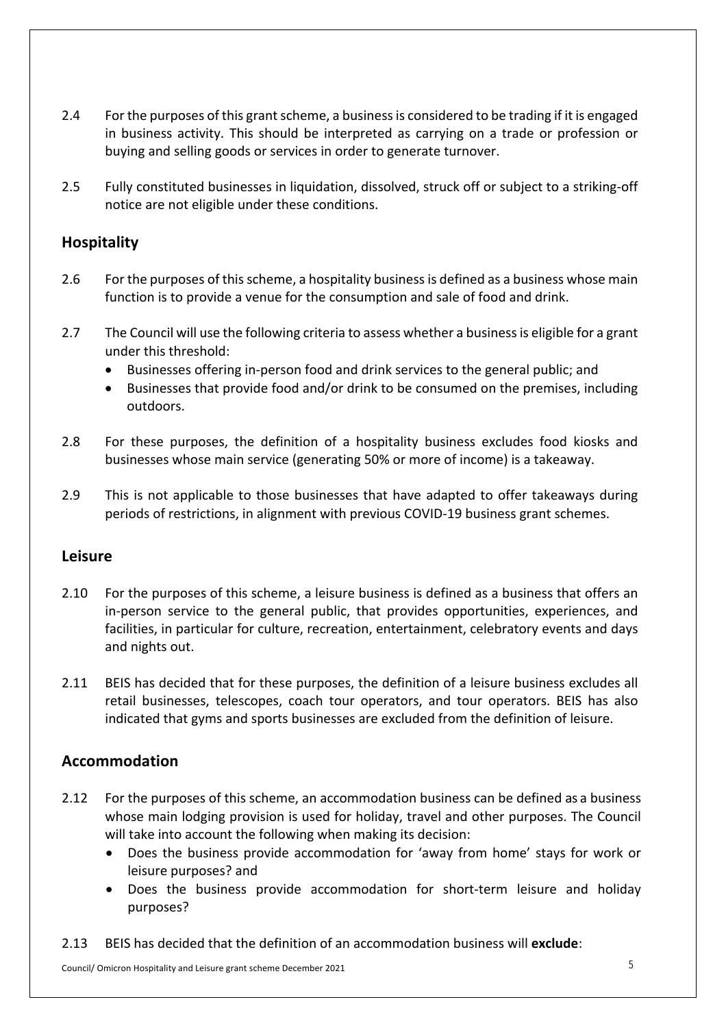2.4 For the purposes of this grant scheme, a business is considered to be trading if it is engaged in business activity. This should be interpreted as carrying on a trade or profession or buying and selling goods or services in order to generate turnover.

2.5 Fully constituted businesses in liquidation, dissolved, struck off or subject to a striking-off notice are not eligible under these conditions.

## Hospitality

2.6 For the purposes of this scheme, a hospitality business is defined as a business whose main function is to provide a venue for the consumption and sale of food and drink.

2.7 The Council will use the following criteria to assess whether a business is eligible for a grant under this threshold:

- Businesses offering in-person food and drink services to the general public; and
- Businesses that provide food and/or drink to be consumed on the premises, including outdoors.

2.8 For these purposes, the definition of a hospitality business excludes food kiosks and businesses whose main service (generating 50% or more of income) is a takeaway.

2.9 This is not applicable to those businesses that have adapted to offer takeaways during periods of restrictions, in alignment with previous COVID-19 business grant schemes.

## Leisure

2.10 For the purposes of this scheme, a leisure business is defined as a business that offers an in-person service to the general public, that provides opportunities, experiences, and facilities, in particular for culture, recreation, entertainment, celebratory events and days and nights out.

2.11 BEIS has decided that for these purposes, the definition of a leisure business excludes all retail businesses, telescopes, coach tour operators, and tour operators. BEIS has also indicated that gyms and sports businesses are excluded from the definition of leisure.

## Accommodation

2.12 For the purposes of this scheme, an accommodation business can be defined as a business whose main lodging provision is used for holiday, travel and other purposes. The Council will take into account the following when making its decision:

- Does the business provide accommodation for 'away from home' stays for work or leisure purposes? and
- Does the business provide accommodation for short-term leisure and holiday purposes?

2.13 BEIS has decided that the definition of an accommodation business will **exclude**: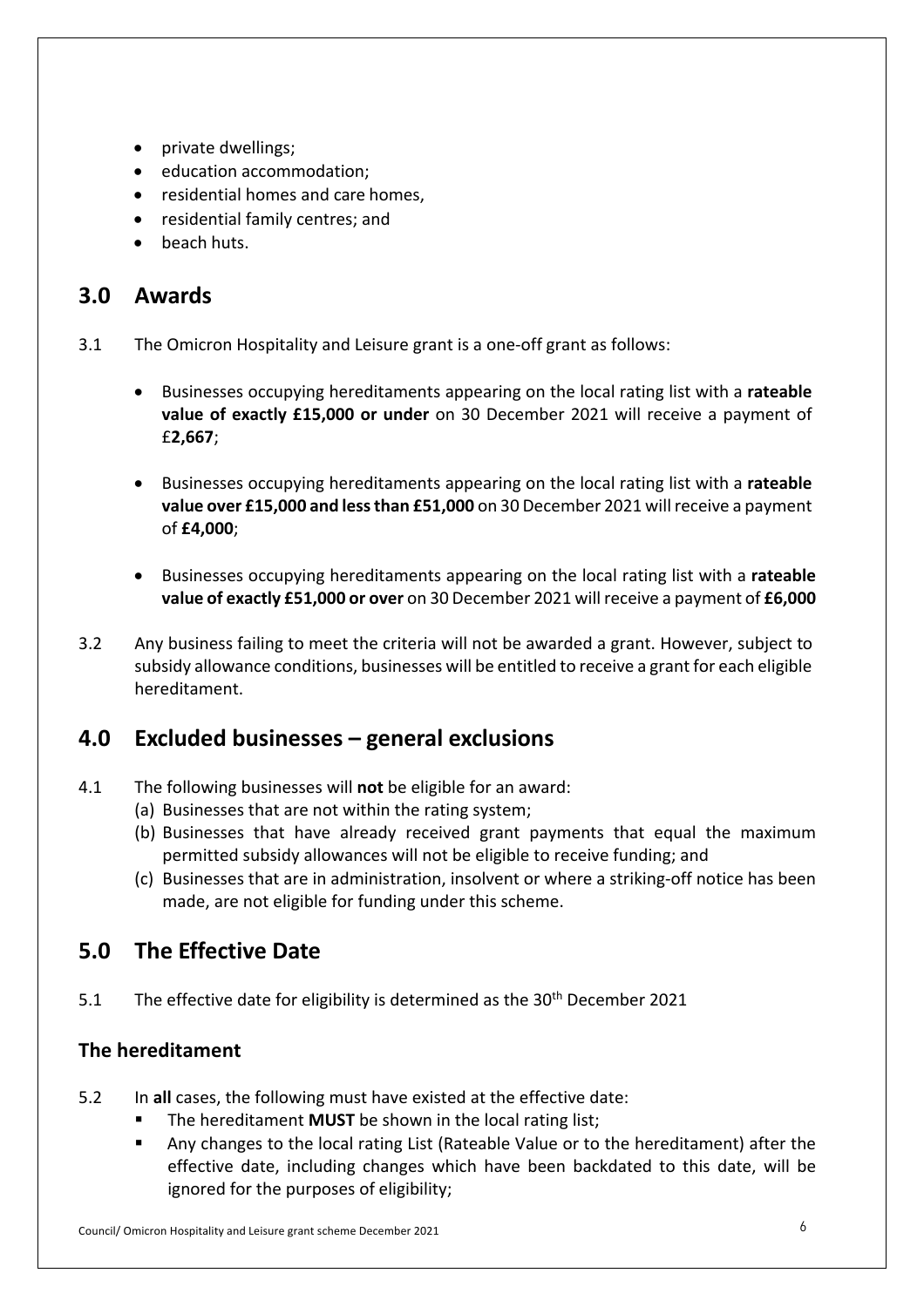- private dwellings;
- education accommodation;
- residential homes and care homes,
- residential family centres; and
- beach huts.

## 3.0 Awards

3.1 The Omicron Hospitality and Leisure grant is a one-off grant as follows:

- Businesses occupying hereditaments appearing on the local rating list with a **rateable value of exactly £15,000 or under** on 30 December 2021 will receive a payment of £**2,667**;

- Businesses occupying hereditaments appearing on the local rating list with a **rateable value over £15,000 and less than £51,000** on 30 December 2021 will receive a payment of **£4,000**;

- Businesses occupying hereditaments appearing on the local rating list with a **rateable value of exactly £51,000 or over** on 30 December 2021 will receive a payment of **£6,000**

3.2 Any business failing to meet the criteria will not be awarded a grant. However, subject to subsidy allowance conditions, businesses will be entitled to receive a grant for each eligible hereditament.

## 4.0 Excluded businesses – general exclusions

4.1 The following businesses will **not** be eligible for an award:

(a) Businesses that are not within the rating system;
(b) Businesses that have already received grant payments that equal the maximum permitted subsidy allowances will not be eligible to receive funding; and
(c) Businesses that are in administration, insolvent or where a striking-off notice has been made, are not eligible for funding under this scheme.

## 5.0 The Effective Date

5.1 The effective date for eligibility is determined as the 30th December 2021

### The hereditament

5.2 In **all** cases, the following must have existed at the effective date:

- The hereditament **MUST** be shown in the local rating list;
- Any changes to the local rating List (Rateable Value or to the hereditament) after the effective date, including changes which have been backdated to this date, will be ignored for the purposes of eligibility;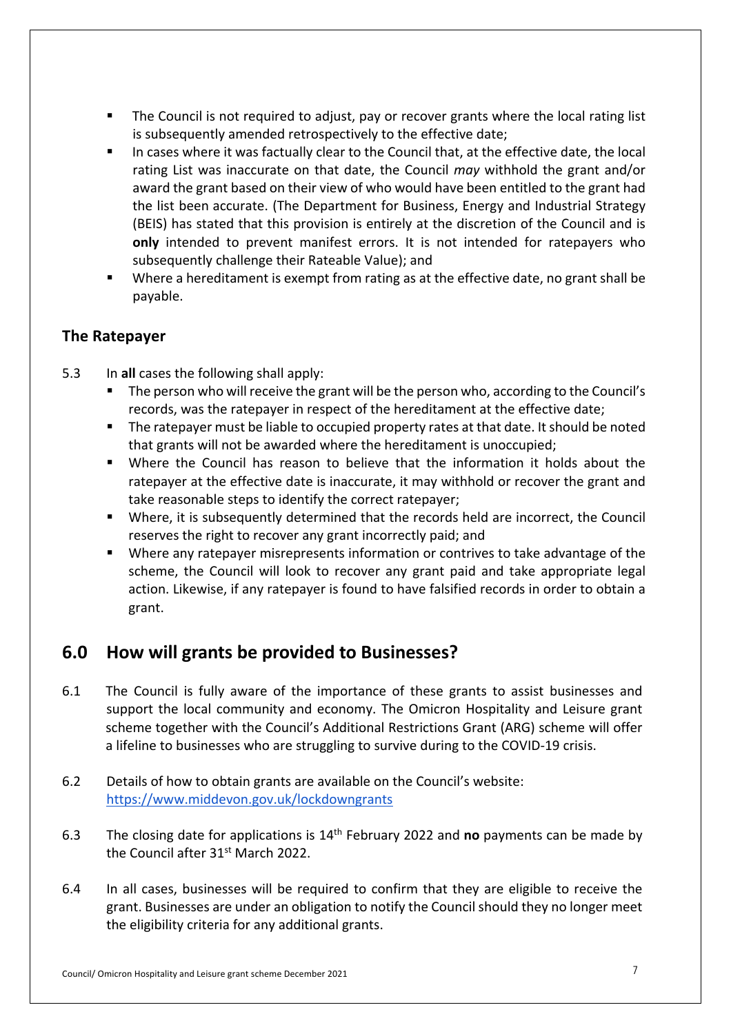- The Council is not required to adjust, pay or recover grants where the local rating list is subsequently amended retrospectively to the effective date;
- In cases where it was factually clear to the Council that, at the effective date, the local rating List was inaccurate on that date, the Council *may* withhold the grant and/or award the grant based on their view of who would have been entitled to the grant had the list been accurate. (The Department for Business, Energy and Industrial Strategy (BEIS) has stated that this provision is entirely at the discretion of the Council and is **only** intended to prevent manifest errors. It is not intended for ratepayers who subsequently challenge their Rateable Value); and
- Where a hereditament is exempt from rating as at the effective date, no grant shall be payable.

### The Ratepayer

5.3 In **all** cases the following shall apply:

- The person who will receive the grant will be the person who, according to the Council's records, was the ratepayer in respect of the hereditament at the effective date;
- The ratepayer must be liable to occupied property rates at that date. It should be noted that grants will not be awarded where the hereditament is unoccupied;
- Where the Council has reason to believe that the information it holds about the ratepayer at the effective date is inaccurate, it may withhold or recover the grant and take reasonable steps to identify the correct ratepayer;
- Where, it is subsequently determined that the records held are incorrect, the Council reserves the right to recover any grant incorrectly paid; and
- Where any ratepayer misrepresents information or contrives to take advantage of the scheme, the Council will look to recover any grant paid and take appropriate legal action. Likewise, if any ratepayer is found to have falsified records in order to obtain a grant.

## 6.0 How will grants be provided to Businesses?

6.1 The Council is fully aware of the importance of these grants to assist businesses and support the local community and economy. The Omicron Hospitality and Leisure grant scheme together with the Council's Additional Restrictions Grant (ARG) scheme will offer a lifeline to businesses who are struggling to survive during to the COVID-19 crisis.

6.2 Details of how to obtain grants are available on the Council's website: https://www.middevon.gov.uk/lockdowngrants

6.3 The closing date for applications is 14th February 2022 and **no** payments can be made by the Council after 31st March 2022.

6.4 In all cases, businesses will be required to confirm that they are eligible to receive the grant. Businesses are under an obligation to notify the Council should they no longer meet the eligibility criteria for any additional grants.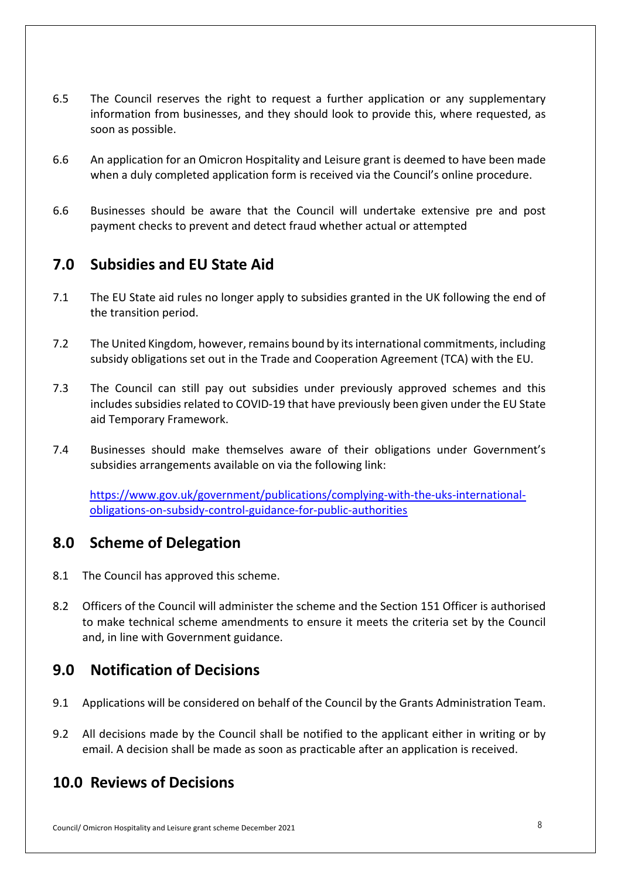6.5 The Council reserves the right to request a further application or any supplementary information from businesses, and they should look to provide this, where requested, as soon as possible.

6.6 An application for an Omicron Hospitality and Leisure grant is deemed to have been made when a duly completed application form is received via the Council's online procedure.

6.6 Businesses should be aware that the Council will undertake extensive pre and post payment checks to prevent and detect fraud whether actual or attempted

## 7.0 Subsidies and EU State Aid

7.1 The EU State aid rules no longer apply to subsidies granted in the UK following the end of the transition period.

7.2 The United Kingdom, however, remains bound by its international commitments, including subsidy obligations set out in the Trade and Cooperation Agreement (TCA) with the EU.

7.3 The Council can still pay out subsidies under previously approved schemes and this includes subsidies related to COVID-19 that have previously been given under the EU State aid Temporary Framework.

7.4 Businesses should make themselves aware of their obligations under Government's subsidies arrangements available on via the following link:

[https://www.gov.uk/government/publications/complying-with-the-uks-international-obligations-on-subsidy-control-guidance-for-public-authorities](https://www.gov.uk/government/publications/complying-with-the-uks-international-obligations-on-subsidy-control-guidance-for-public-authorities)

## 8.0 Scheme of Delegation

8.1 The Council has approved this scheme.

8.2 Officers of the Council will administer the scheme and the Section 151 Officer is authorised to make technical scheme amendments to ensure it meets the criteria set by the Council and, in line with Government guidance.

## 9.0 Notification of Decisions

9.1 Applications will be considered on behalf of the Council by the Grants Administration Team.

9.2 All decisions made by the Council shall be notified to the applicant either in writing or by email. A decision shall be made as soon as practicable after an application is received.

## 10.0 Reviews of Decisions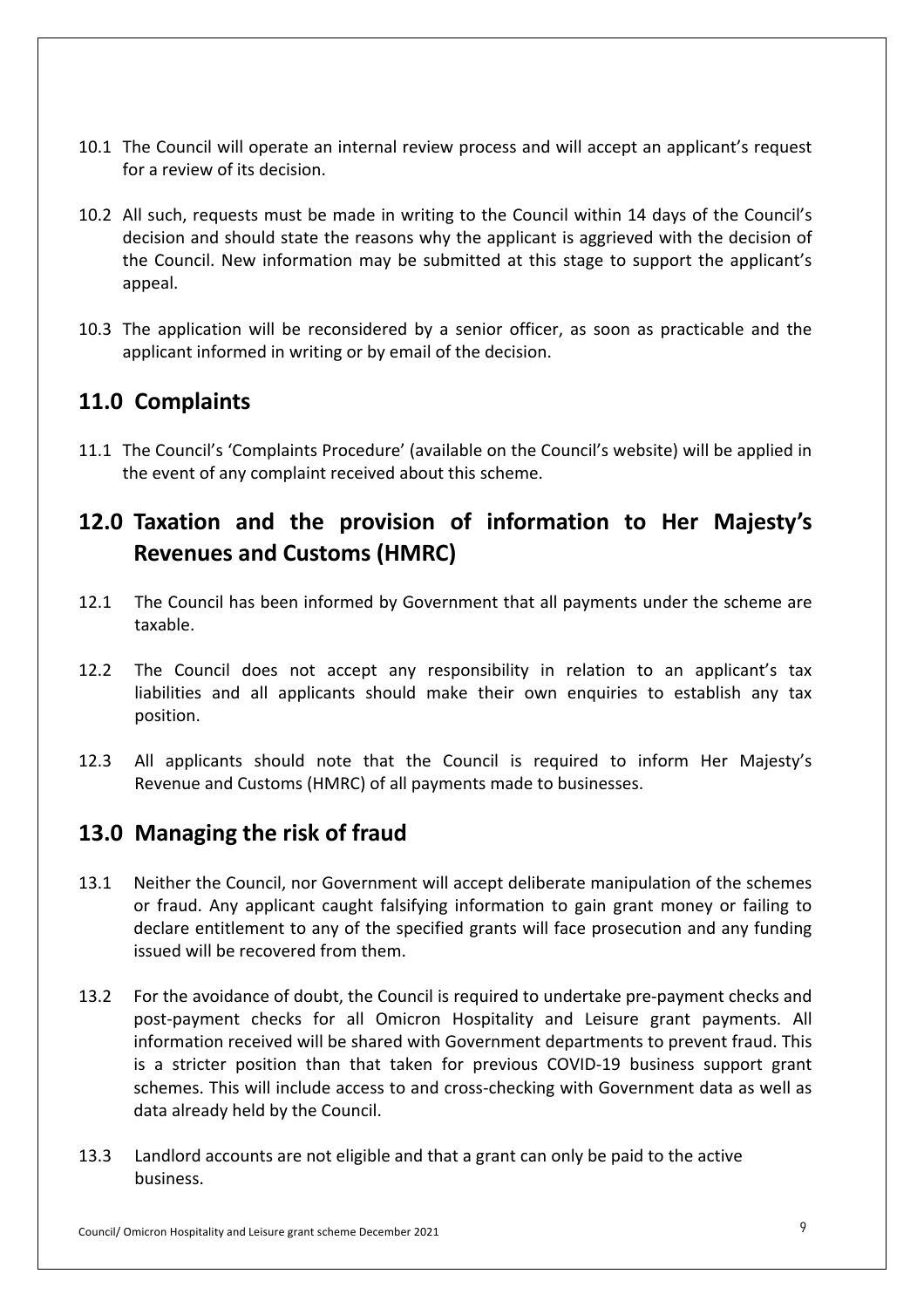10.1 The Council will operate an internal review process and will accept an applicant's request for a review of its decision.

10.2 All such, requests must be made in writing to the Council within 14 days of the Council's decision and should state the reasons why the applicant is aggrieved with the decision of the Council. New information may be submitted at this stage to support the applicant's appeal.

10.3 The application will be reconsidered by a senior officer, as soon as practicable and the applicant informed in writing or by email of the decision.

## 11.0 Complaints

11.1 The Council's 'Complaints Procedure' (available on the Council's website) will be applied in the event of any complaint received about this scheme.

## 12.0 Taxation and the provision of information to Her Majesty's Revenues and Customs (HMRC)

12.1 The Council has been informed by Government that all payments under the scheme are taxable.

12.2 The Council does not accept any responsibility in relation to an applicant's tax liabilities and all applicants should make their own enquiries to establish any tax position.

12.3 All applicants should note that the Council is required to inform Her Majesty's Revenue and Customs (HMRC) of all payments made to businesses.

## 13.0 Managing the risk of fraud

13.1 Neither the Council, nor Government will accept deliberate manipulation of the schemes or fraud. Any applicant caught falsifying information to gain grant money or failing to declare entitlement to any of the specified grants will face prosecution and any funding issued will be recovered from them.

13.2 For the avoidance of doubt, the Council is required to undertake pre-payment checks and post-payment checks for all Omicron Hospitality and Leisure grant payments. All information received will be shared with Government departments to prevent fraud. This is a stricter position than that taken for previous COVID-19 business support grant schemes. This will include access to and cross-checking with Government data as well as data already held by the Council.

13.3 Landlord accounts are not eligible and that a grant can only be paid to the active business.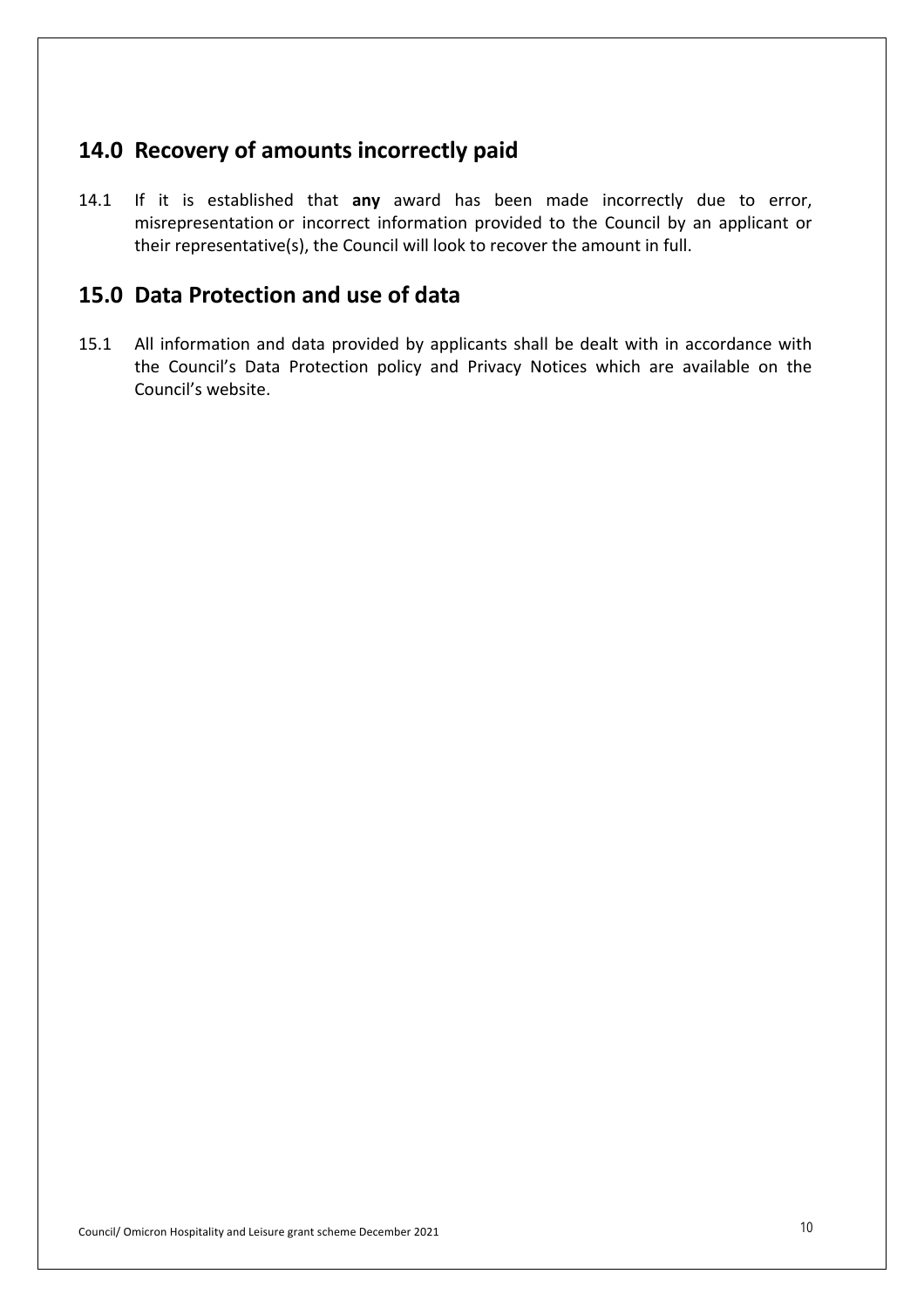## 14.0 Recovery of amounts incorrectly paid

14.1 If it is established that **any** award has been made incorrectly due to error, misrepresentation or incorrect information provided to the Council by an applicant or their representative(s), the Council will look to recover the amount in full.

## 15.0 Data Protection and use of data

15.1 All information and data provided by applicants shall be dealt with in accordance with the Council's Data Protection policy and Privacy Notices which are available on the Council's website.